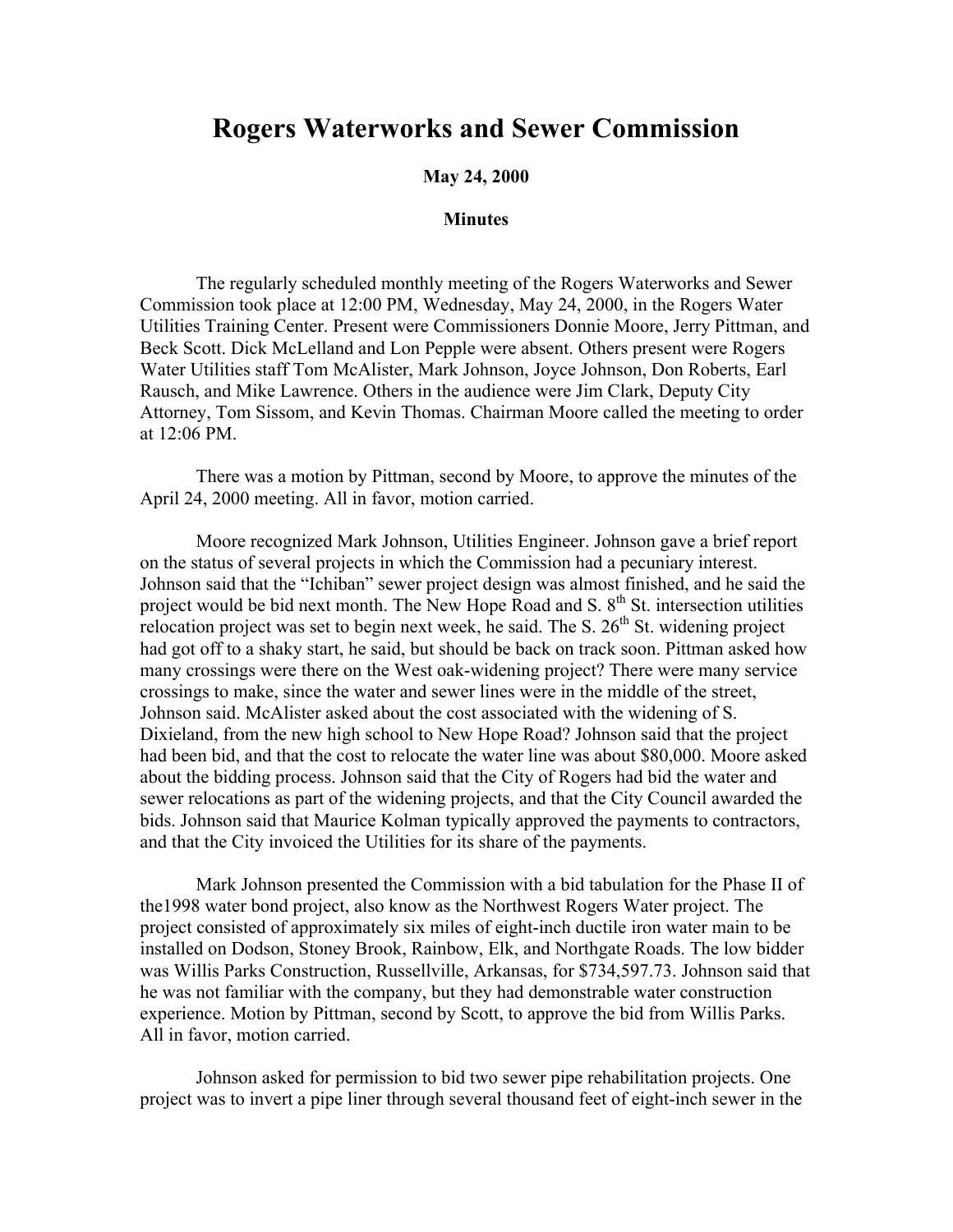# Rogers Waterworks and Sewer Commission

**May 24, 2000**

**Minutes**

The regularly scheduled monthly meeting of the Rogers Waterworks and Sewer Commission took place at 12:00 PM, Wednesday, May 24, 2000, in the Rogers Water Utilities Training Center. Present were Commissioners Donnie Moore, Jerry Pittman, and Beck Scott. Dick McLelland and Lon Pepple were absent. Others present were Rogers Water Utilities staff Tom McAlister, Mark Johnson, Joyce Johnson, Don Roberts, Earl Rausch, and Mike Lawrence. Others in the audience were Jim Clark, Deputy City Attorney, Tom Sissom, and Kevin Thomas. Chairman Moore called the meeting to order at 12:06 PM.

There was a motion by Pittman, second by Moore, to approve the minutes of the April 24, 2000 meeting. All in favor, motion carried.

Moore recognized Mark Johnson, Utilities Engineer. Johnson gave a brief report on the status of several projects in which the Commission had a pecuniary interest. Johnson said that the "Ichiban" sewer project design was almost finished, and he said the project would be bid next month. The New Hope Road and S. 8th St. intersection utilities relocation project was set to begin next week, he said. The S. 26th St. widening project had got off to a shaky start, he said, but should be back on track soon. Pittman asked how many crossings were there on the West oak-widening project? There were many service crossings to make, since the water and sewer lines were in the middle of the street, Johnson said. McAlister asked about the cost associated with the widening of S. Dixieland, from the new high school to New Hope Road? Johnson said that the project had been bid, and that the cost to relocate the water line was about $80,000. Moore asked about the bidding process. Johnson said that the City of Rogers had bid the water and sewer relocations as part of the widening projects, and that the City Council awarded the bids. Johnson said that Maurice Kolman typically approved the payments to contractors, and that the City invoiced the Utilities for its share of the payments.

Mark Johnson presented the Commission with a bid tabulation for the Phase II of the1998 water bond project, also know as the Northwest Rogers Water project. The project consisted of approximately six miles of eight-inch ductile iron water main to be installed on Dodson, Stoney Brook, Rainbow, Elk, and Northgate Roads. The low bidder was Willis Parks Construction, Russellville, Arkansas, for $734,597.73. Johnson said that he was not familiar with the company, but they had demonstrable water construction experience. Motion by Pittman, second by Scott, to approve the bid from Willis Parks. All in favor, motion carried.

Johnson asked for permission to bid two sewer pipe rehabilitation projects. One project was to invert a pipe liner through several thousand feet of eight-inch sewer in the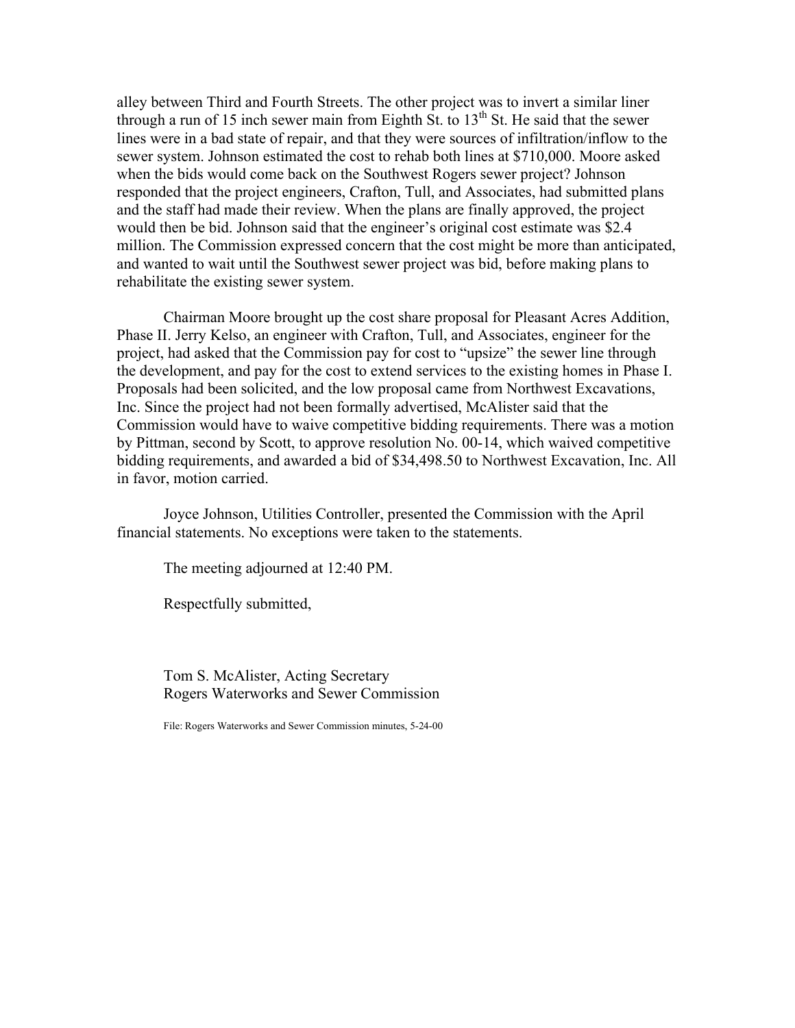alley between Third and Fourth Streets. The other project was to invert a similar liner through a run of 15 inch sewer main from Eighth St. to 13th St. He said that the sewer lines were in a bad state of repair, and that they were sources of infiltration/inflow to the sewer system. Johnson estimated the cost to rehab both lines at $710,000. Moore asked when the bids would come back on the Southwest Rogers sewer project? Johnson responded that the project engineers, Crafton, Tull, and Associates, had submitted plans and the staff had made their review. When the plans are finally approved, the project would then be bid. Johnson said that the engineer's original cost estimate was $2.4 million. The Commission expressed concern that the cost might be more than anticipated, and wanted to wait until the Southwest sewer project was bid, before making plans to rehabilitate the existing sewer system.

Chairman Moore brought up the cost share proposal for Pleasant Acres Addition, Phase II. Jerry Kelso, an engineer with Crafton, Tull, and Associates, engineer for the project, had asked that the Commission pay for cost to "upsize" the sewer line through the development, and pay for the cost to extend services to the existing homes in Phase I. Proposals had been solicited, and the low proposal came from Northwest Excavations, Inc. Since the project had not been formally advertised, McAlister said that the Commission would have to waive competitive bidding requirements. There was a motion by Pittman, second by Scott, to approve resolution No. 00-14, which waived competitive bidding requirements, and awarded a bid of $34,498.50 to Northwest Excavation, Inc. All in favor, motion carried.

Joyce Johnson, Utilities Controller, presented the Commission with the April financial statements. No exceptions were taken to the statements.

The meeting adjourned at 12:40 PM.

Respectfully submitted,

Tom S. McAlister, Acting Secretary
Rogers Waterworks and Sewer Commission

File: Rogers Waterworks and Sewer Commission minutes, 5-24-00